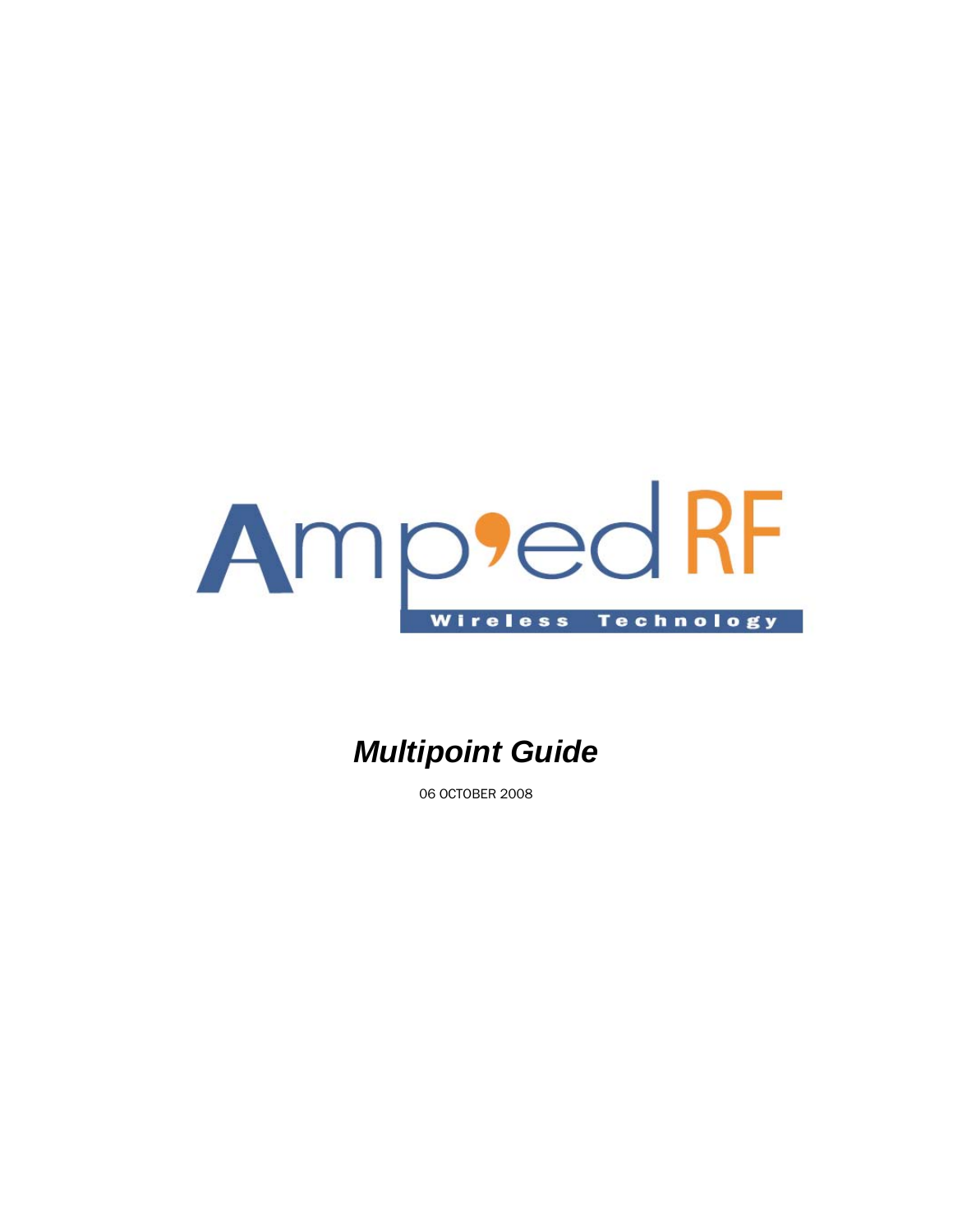Amp'ed RF

Wireless Technology

# *Multipoint Guide*

06 OCTOBER 2008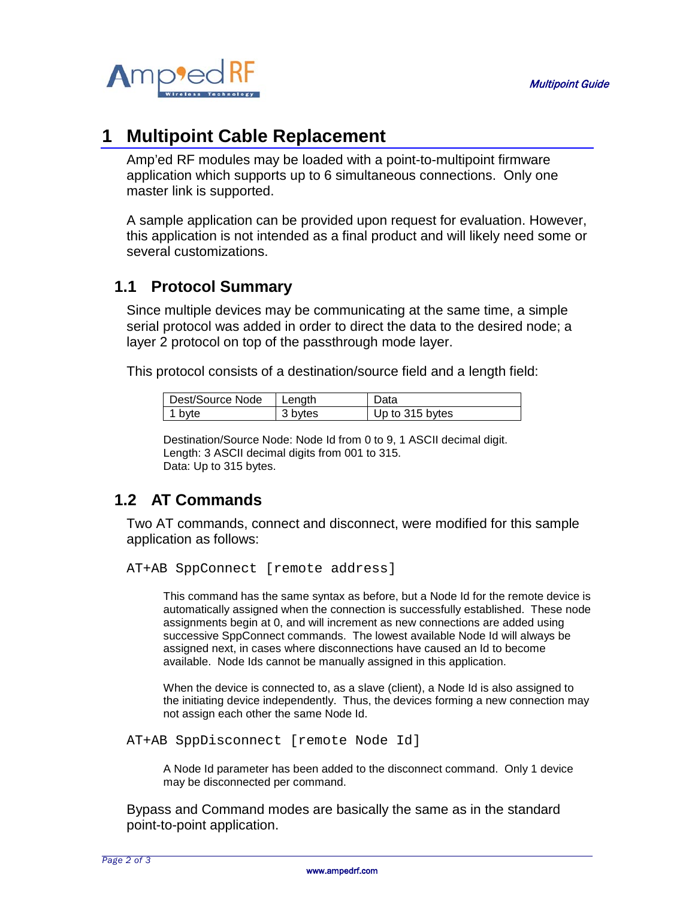# 1 Multipoint Cable Replacement

Amp'ed RF modules may be loaded with a point-to-multipoint firmware application which supports up to 6 simultaneous connections. Only one master link is supported.

A sample application can be provided upon request for evaluation. However, this application is not intended as a final product and will likely need some or several customizations.

## 1.1 Protocol Summary

Since multiple devices may be communicating at the same time, a simple serial protocol was added in order to direct the data to the desired node; a layer 2 protocol on top of the passthrough mode layer.

This protocol consists of a destination/source field and a length field:

| Dest/Source Node | Length | Data |
|---|---|---|
| 1 byte | 3 bytes | Up to 315 bytes |

Destination/Source Node: Node Id from 0 to 9, 1 ASCII decimal digit.
Length: 3 ASCII decimal digits from 001 to 315.
Data: Up to 315 bytes.

## 1.2 AT Commands

Two AT commands, connect and disconnect, were modified for this sample application as follows:

```
AT+AB SppConnect [remote address]
```

This command has the same syntax as before, but a Node Id for the remote device is automatically assigned when the connection is successfully established. These node assignments begin at 0, and will increment as new connections are added using successive SppConnect commands. The lowest available Node Id will always be assigned next, in cases where disconnections have caused an Id to become available. Node Ids cannot be manually assigned in this application.

When the device is connected to, as a slave (client), a Node Id is also assigned to the initiating device independently. Thus, the devices forming a new connection may not assign each other the same Node Id.

```
AT+AB SppDisconnect [remote Node Id]
```

A Node Id parameter has been added to the disconnect command. Only 1 device may be disconnected per command.

Bypass and Command modes are basically the same as in the standard point-to-point application.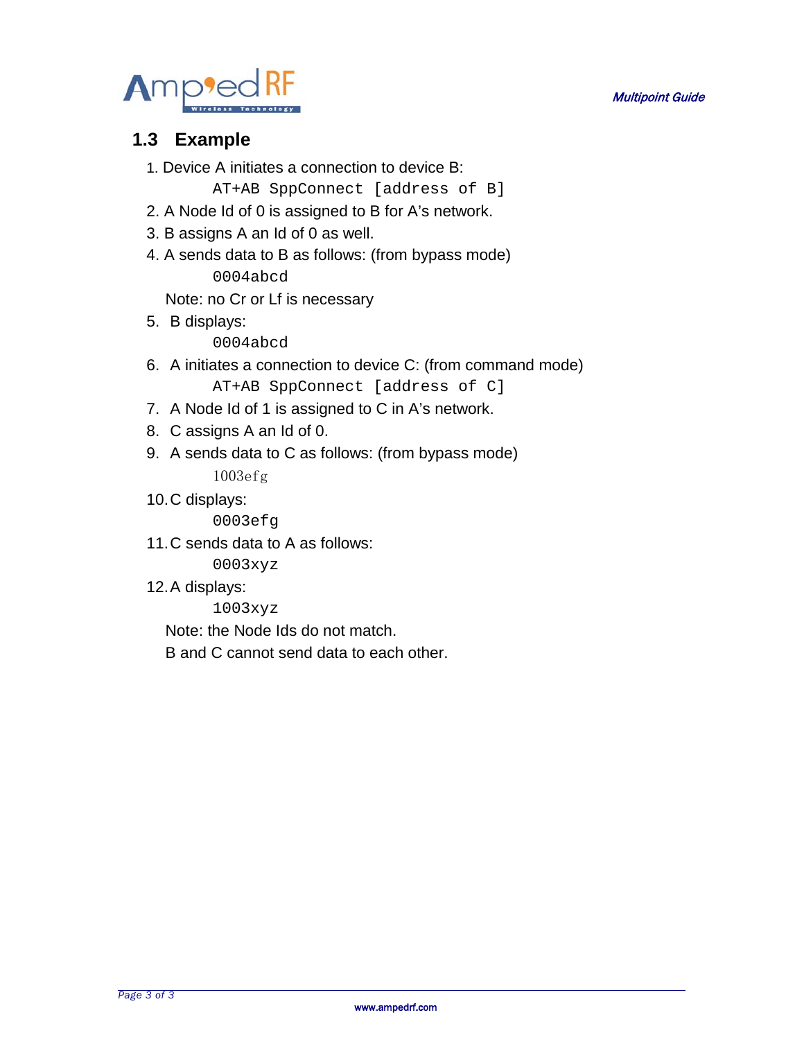## 1.3 Example

1. Device A initiates a connection to device B:

   ```
   AT+AB SppConnect [address of B]
   ```

2. A Node Id of 0 is assigned to B for A's network.
3. B assigns A an Id of 0 as well.
4. A sends data to B as follows: (from bypass mode)

   ```
   0004abcd
   ```

   Note: no Cr or Lf is necessary

5. B displays:

   ```
   0004abcd
   ```

6. A initiates a connection to device C: (from command mode)

   ```
   AT+AB SppConnect [address of C]
   ```

7. A Node Id of 1 is assigned to C in A's network.
8. C assigns A an Id of 0.
9. A sends data to C as follows: (from bypass mode)

   ```
   1003efg
   ```

10. C displays:

    ```
    0003efg
    ```

11. C sends data to A as follows:

    ```
    0003xyz
    ```

12. A displays:

    ```
    1003xyz
    ```

    Note: the Node Ids do not match.

    B and C cannot send data to each other.